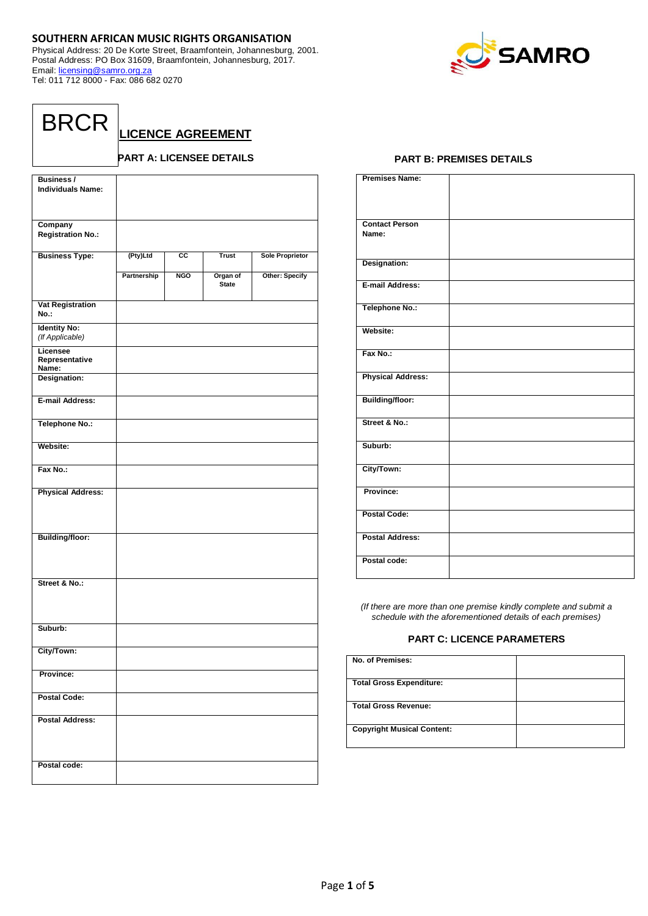**SOUTHERN AFRICAN MUSIC RIGHTS ORGANISATION**
Physical Address: 20 De Korte Street, Braamfontein, Johannesburg, 2001.
Postal Address: PO Box 31609, Braamfontein, Johannesburg, 2017.
Email: licensing@samro.org.za
Tel: 011 712 8000 - Fax: 086 682 0270

SAMRO

# BRCR

## LICENCE AGREEMENT

### PART A: LICENSEE DETAILS

| | | | | |
|---|---|---|---|---|
| **Business / Individuals Name:** | | | | |
| **Company Registration No.:** | | | | |
| **Business Type:** | **(Pty)Ltd** | **CC** | **Trust** | **Sole Proprietor** |
| | **Partnership** | **NGO** | **Organ of State** | **Other: Specify** |
| **Vat Registration No.:** | | | | |
| **Identity No:** *(If Applicable)* | | | | |
| **Licensee Representative Name:** | | | | |
| **Designation:** | | | | |
| **E-mail Address:** | | | | |
| **Telephone No.:** | | | | |
| **Website:** | | | | |
| **Fax No.:** | | | | |
| **Physical Address:** | | | | |
| **Building/floor:** | | | | |
| **Street & No.:** | | | | |
| **Suburb:** | | | | |
| **City/Town:** | | | | |
| **Province:** | | | | |
| **Postal Code:** | | | | |
| **Postal Address:** | | | | |
| **Postal code:** | | | | |

### PART B: PREMISES DETAILS

| | |
|---|---|
| **Premises Name:** | |
| **Contact Person Name:** | |
| **Designation:** | |
| **E-mail Address:** | |
| **Telephone No.:** | |
| **Website:** | |
| **Fax No.:** | |
| **Physical Address:** | |
| **Building/floor:** | |
| **Street & No.:** | |
| **Suburb:** | |
| **City/Town:** | |
| **Province:** | |
| **Postal Code:** | |
| **Postal Address:** | |
| **Postal code:** | |

*(If there are more than one premise kindly complete and submit a schedule with the aforementioned details of each premises)*

### PART C: LICENCE PARAMETERS

| | |
|---|---|
| **No. of Premises:** | |
| **Total Gross Expenditure:** | |
| **Total Gross Revenue:** | |
| **Copyright Musical Content:** | |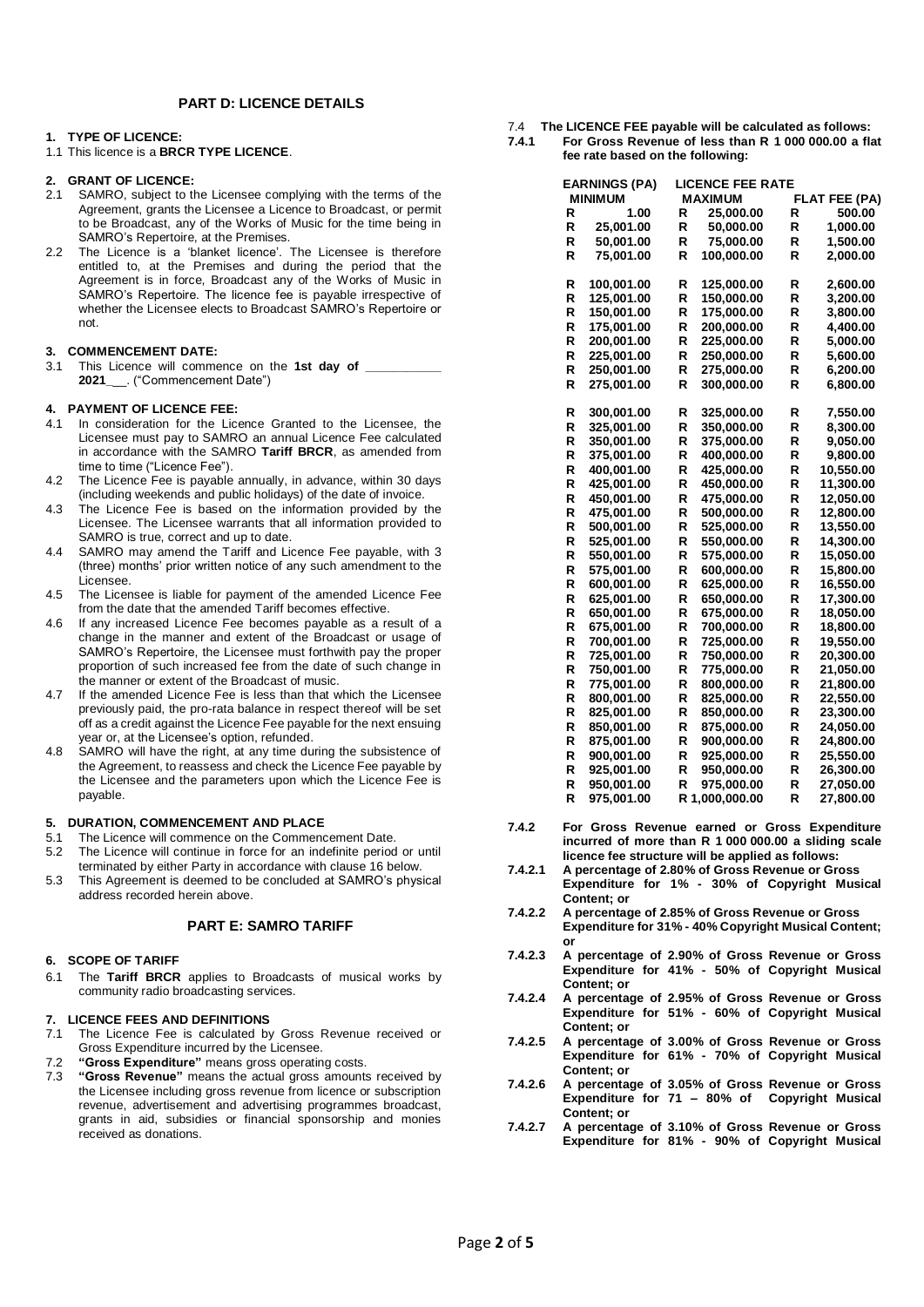## PART D: LICENCE DETAILS

**1. TYPE OF LICENCE:**

1.1 This licence is a **BRCR TYPE LICENCE**.

**2. GRANT OF LICENCE:**

2.1 SAMRO, subject to the Licensee complying with the terms of the Agreement, grants the Licensee a Licence to Broadcast, or permit to be Broadcast, any of the Works of Music for the time being in SAMRO's Repertoire, at the Premises.

2.2 The Licence is a 'blanket licence'. The Licensee is therefore entitled to, at the Premises and during the period that the Agreement is in force, Broadcast any of the Works of Music in SAMRO's Repertoire. The licence fee is payable irrespective of whether the Licensee elects to Broadcast SAMRO's Repertoire or not.

**3. COMMENCEMENT DATE:**

3.1 This Licence will commence on the **1st day of ___________ 2021\_\_\_**. ("Commencement Date")

**4. PAYMENT OF LICENCE FEE:**

4.1 In consideration for the Licence Granted to the Licensee, the Licensee must pay to SAMRO an annual Licence Fee calculated in accordance with the SAMRO **Tariff BRCR**, as amended from time to time ("Licence Fee").

4.2 The Licence Fee is payable annually, in advance, within 30 days (including weekends and public holidays) of the date of invoice.

4.3 The Licence Fee is based on the information provided by the Licensee. The Licensee warrants that all information provided to SAMRO is true, correct and up to date.

4.4 SAMRO may amend the Tariff and Licence Fee payable, with 3 (three) months' prior written notice of any such amendment to the Licensee.

4.5 The Licensee is liable for payment of the amended Licence Fee from the date that the amended Tariff becomes effective.

4.6 If any increased Licence Fee becomes payable as a result of a change in the manner and extent of the Broadcast or usage of SAMRO's Repertoire, the Licensee must forthwith pay the proper proportion of such increased fee from the date of such change in the manner or extent of the Broadcast of music.

4.7 If the amended Licence Fee is less than that which the Licensee previously paid, the pro-rata balance in respect thereof will be set off as a credit against the Licence Fee payable for the next ensuing year or, at the Licensee's option, refunded.

4.8 SAMRO will have the right, at any time during the subsistence of the Agreement, to reassess and check the Licence Fee payable by the Licensee and the parameters upon which the Licence Fee is payable.

**5. DURATION, COMMENCEMENT AND PLACE**

5.1 The Licence will commence on the Commencement Date.

5.2 The Licence will continue in force for an indefinite period or until terminated by either Party in accordance with clause 16 below.

5.3 This Agreement is deemed to be concluded at SAMRO's physical address recorded herein above.

## PART E: SAMRO TARIFF

**6. SCOPE OF TARIFF**

6.1 The **Tariff BRCR** applies to Broadcasts of musical works by community radio broadcasting services.

**7. LICENCE FEES AND DEFINITIONS**

7.1 The Licence Fee is calculated by Gross Revenue received or Gross Expenditure incurred by the Licensee.

7.2 **"Gross Expenditure"** means gross operating costs.

7.3 **"Gross Revenue"** means the actual gross amounts received by the Licensee including gross revenue from licence or subscription revenue, advertisement and advertising programmes broadcast, grants in aid, subsidies or financial sponsorship and monies received as donations.

7.4 **The LICENCE FEE payable will be calculated as follows:**

**7.4.1 For Gross Revenue of less than R 1 000 000.00 a flat fee rate based on the following:**

| EARNINGS (PA) MINIMUM | LICENCE FEE RATE MAXIMUM | FLAT FEE (PA) |
|---|---|---|
| R 1.00 | R 25,000.00 | R 500.00 |
| R 25,001.00 | R 50,000.00 | R 1,000.00 |
| R 50,001.00 | R 75,000.00 | R 1,500.00 |
| R 75,001.00 | R 100,000.00 | R 2,000.00 |
| R 100,001.00 | R 125,000.00 | R 2,600.00 |
| R 125,001.00 | R 150,000.00 | R 3,200.00 |
| R 150,001.00 | R 175,000.00 | R 3,800.00 |
| R 175,001.00 | R 200,000.00 | R 4,400.00 |
| R 200,001.00 | R 225,000.00 | R 5,000.00 |
| R 225,001.00 | R 250,000.00 | R 5,600.00 |
| R 250,001.00 | R 275,000.00 | R 6,200.00 |
| R 275,001.00 | R 300,000.00 | R 6,800.00 |
| R 300,001.00 | R 325,000.00 | R 7,550.00 |
| R 325,001.00 | R 350,000.00 | R 8,300.00 |
| R 350,001.00 | R 375,000.00 | R 9,050.00 |
| R 375,001.00 | R 400,000.00 | R 9,800.00 |
| R 400,001.00 | R 425,000.00 | R 10,550.00 |
| R 425,001.00 | R 450,000.00 | R 11,300.00 |
| R 450,001.00 | R 475,000.00 | R 12,050.00 |
| R 475,001.00 | R 500,000.00 | R 12,800.00 |
| R 500,001.00 | R 525,000.00 | R 13,550.00 |
| R 525,001.00 | R 550,000.00 | R 14,300.00 |
| R 550,001.00 | R 575,000.00 | R 15,050.00 |
| R 575,001.00 | R 600,000.00 | R 15,800.00 |
| R 600,001.00 | R 625,000.00 | R 16,550.00 |
| R 625,001.00 | R 650,000.00 | R 17,300.00 |
| R 650,001.00 | R 675,000.00 | R 18,050.00 |
| R 675,001.00 | R 700,000.00 | R 18,800.00 |
| R 700,001.00 | R 725,000.00 | R 19,550.00 |
| R 725,001.00 | R 750,000.00 | R 20,300.00 |
| R 750,001.00 | R 775,000.00 | R 21,050.00 |
| R 775,001.00 | R 800,000.00 | R 21,800.00 |
| R 800,001.00 | R 825,000.00 | R 22,550.00 |
| R 825,001.00 | R 850,000.00 | R 23,300.00 |
| R 850,001.00 | R 875,000.00 | R 24,050.00 |
| R 875,001.00 | R 900,000.00 | R 24,800.00 |
| R 900,001.00 | R 925,000.00 | R 25,550.00 |
| R 925,001.00 | R 950,000.00 | R 26,300.00 |
| R 950,001.00 | R 975,000.00 | R 27,050.00 |
| R 975,001.00 | R 1,000,000.00 | R 27,800.00 |

**7.4.2 For Gross Revenue earned or Gross Expenditure incurred of more than R 1 000 000.00 a sliding scale licence fee structure will be applied as follows:**

**7.4.2.1 A percentage of 2.80% of Gross Revenue or Gross Expenditure for 1% - 30% of Copyright Musical Content; or**

**7.4.2.2 A percentage of 2.85% of Gross Revenue or Gross Expenditure for 31% - 40% Copyright Musical Content; or**

**7.4.2.3 A percentage of 2.90% of Gross Revenue or Gross Expenditure for 41% - 50% of Copyright Musical Content; or**

**7.4.2.4 A percentage of 2.95% of Gross Revenue or Gross Expenditure for 51% - 60% of Copyright Musical Content; or**

**7.4.2.5 A percentage of 3.00% of Gross Revenue or Gross Expenditure for 61% - 70% of Copyright Musical Content; or**

**7.4.2.6 A percentage of 3.05% of Gross Revenue or Gross Expenditure for 71 – 80% of Copyright Musical Content; or**

**7.4.2.7 A percentage of 3.10% of Gross Revenue or Gross Expenditure for 81% - 90% of Copyright Musical**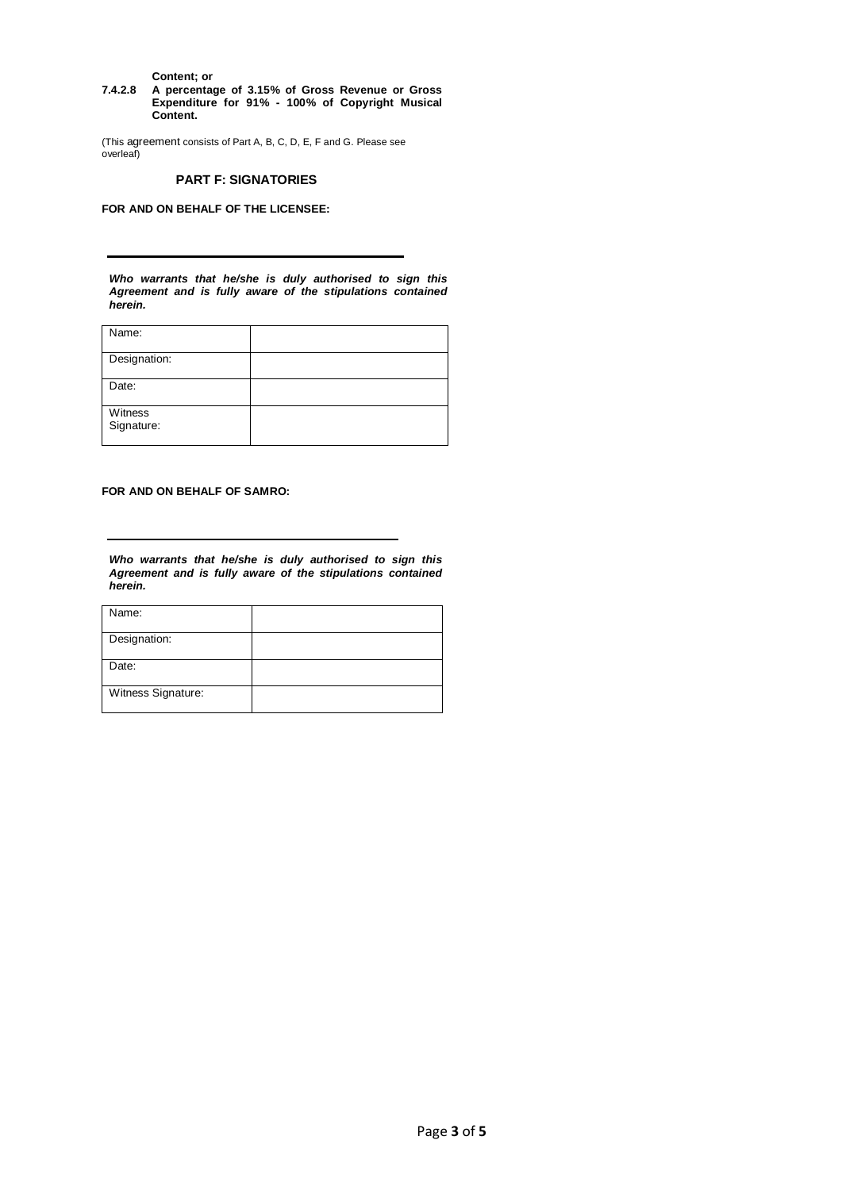**Content; or**

**7.4.2.8 A percentage of 3.15% of Gross Revenue or Gross Expenditure for 91% - 100% of Copyright Musical Content.**

(This agreement consists of Part A, B, C, D, E, F and G. Please see overleaf)

## PART F: SIGNATORIES

**FOR AND ON BEHALF OF THE LICENSEE:**

\_\_\_\_\_\_\_\_\_\_\_\_\_\_\_\_\_\_\_\_\_\_\_\_\_\_\_\_\_\_\_\_\_\_\_\_\_\_\_\_

***Who warrants that he/she is duly authorised to sign this Agreement and is fully aware of the stipulations contained herein.***

| | |
|---|---|
| Name: | |
| Designation: | |
| Date: | |
| Witness Signature: | |

**FOR AND ON BEHALF OF SAMRO:**

\_\_\_\_\_\_\_\_\_\_\_\_\_\_\_\_\_\_\_\_\_\_\_\_\_\_\_\_\_\_\_\_\_\_\_\_\_\_\_\_

***Who warrants that he/she is duly authorised to sign this Agreement and is fully aware of the stipulations contained herein.***

| | |
|---|---|
| Name: | |
| Designation: | |
| Date: | |
| Witness Signature: | |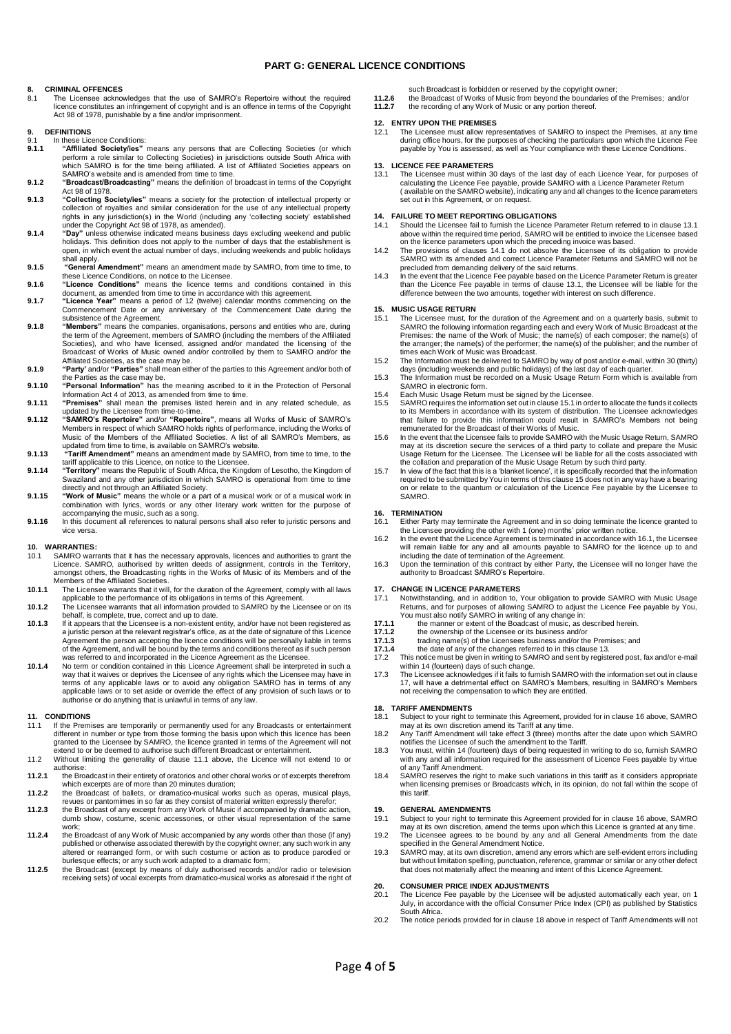# PART G: GENERAL LICENCE CONDITIONS

## 8. CRIMINAL OFFENCES

8.1 The Licensee acknowledges that the use of SAMRO's Repertoire without the required licence constitutes an infringement of copyright and is an offence in terms of the Copyright Act 98 of 1978, punishable by a fine and/or imprisonment.

## 9. DEFINITIONS

9.1 In these Licence Conditions:

**9.1.1** **"Affiliated Society/ies"** means any persons that are Collecting Societies (or which perform a role similar to Collecting Societies) in jurisdictions outside South Africa with which SAMRO is for the time being affiliated. A list of Affiliated Societies appears on SAMRO's website and is amended from time to time.

**9.1.2** **"Broadcast/Broadcasting"** means the definition of broadcast in terms of the Copyright Act 98 of 1978.

**9.1.3** **"Collecting Society/ies"** means a society for the protection of intellectual property or collection of royalties and similar consideration for the use of any intellectual property rights in any jurisdiction(s) in the World (including any 'collecting society' established under the Copyright Act 98 of 1978, as amended).

**9.1.4** **"Day"** unless otherwise indicated means business days excluding weekend and public holidays. This definition does not apply to the number of days that the establishment is open, in which event the actual number of days, including weekends and public holidays shall apply.

**9.1.5** **"General Amendment"** means an amendment made by SAMRO, from time to time, to these Licence Conditions, on notice to the Licensee.

**9.1.6** **"Licence Conditions"** means the licence terms and conditions contained in this document, as amended from time to time in accordance with this agreement.

**9.1.7** **"Licence Year"** means a period of 12 (twelve) calendar months commencing on the Commencement Date or any anniversary of the Commencement Date during the subsistence of the Agreement.

**9.1.8** **"Members"** means the companies, organisations, persons and entities who are, during the term of the Agreement, members of SAMRO (including the members of the Affiliated Societies), and who have licensed, assigned and/or mandated the licensing of the Broadcast of Works of Music owned and/or controlled by them to SAMRO and/or the Affiliated Societies, as the case may be.

**9.1.9** **"Party'** and/or **"Parties"** shall mean either of the parties to this Agreement and/or both of the Parties as the case may be.

**9.1.10** **"Personal Information"** has the meaning ascribed to it in the Protection of Personal Information Act 4 of 2013, as amended from time to time.

**9.1.11** **"Premises"** shall mean the premises listed herein and in any related schedule, as updated by the Licensee from time-to-time.

**9.1.12** **"SAMRO's Repertoire"** and/or **"Repertoire"**, means all Works of Music of SAMRO's Members in respect of which SAMRO holds rights of performance, including the Works of Music of the Members of the Affiliated Societies. A list of all SAMRO's Members, as updated from time to time, is available on SAMRO's website.

**9.1.13** **"Tariff Amendment"** means an amendment made by SAMRO, from time to time, to the tariff applicable to this Licence, on notice to the Licensee.

**9.1.14** **"Territory"** means the Republic of South Africa, the Kingdom of Lesotho, the Kingdom of Swaziland and any other jurisdiction in which SAMRO is operational from time to time directly and not through an Affiliated Society.

**9.1.15** **"Work of Music"** means the whole or a part of a musical work or of a musical work in combination with lyrics, words or any other literary work written for the purpose of accompanying the music, such as a song.

**9.1.16** In this document all references to natural persons shall also refer to juristic persons and vice versa.

## 10. WARRANTIES:

10.1 SAMRO warrants that it has the necessary approvals, licences and authorities to grant the Licence. SAMRO, authorised by written deeds of assignment, controls in the Territory, amongst others, the Broadcasting rights in the Works of Music of its Members and of the Members of the Affiliated Societies.

**10.1.1** The Licensee warrants that it will, for the duration of the Agreement, comply with all laws applicable to the performance of its obligations in terms of this Agreement.

**10.1.2** The Licensee warrants that all information provided to SAMRO by the Licensee or on its behalf, is complete, true, correct and up to date.

**10.1.3** If it appears that the Licensee is a non-existent entity, and/or have not been registered as a juristic person at the relevant registrar's office, as at the date of signature of this Licence Agreement the person accepting the licence conditions will be personally liable in terms of the Agreement, and will be bound by the terms and conditions thereof as if such person was referred to and incorporated in the Licence Agreement as the Licensee.

**10.1.4** No term or condition contained in this Licence Agreement shall be interpreted in such a way that it waives or deprives the Licensee of any rights which the Licensee may have in terms of any applicable laws or to avoid any obligation SAMRO has in terms of any applicable laws or to set aside or override the effect of any provision of such laws or to authorise or do anything that is unlawful in terms of any law.

## 11. CONDITIONS

11.1 If the Premises are temporarily or permanently used for any Broadcasts or entertainment different in number or type from those forming the basis upon which this licence has been granted to the Licensee by SAMRO, the licence granted in terms of the Agreement will not extend to or be deemed to authorise such different Broadcast or entertainment.

11.2 Without limiting the generality of clause 11.1 above, the Licence will not extend to or authorise:

**11.2.1** the Broadcast in their entirety of oratorios and other choral works or of excerpts therefrom which excerpts are of more than 20 minutes duration;

**11.2.2** the Broadcast of ballets, or dramatico-musical works such as operas, musical plays, revues or pantomimes in so far as they consist of material written expressly therefor;

**11.2.3** the Broadcast of any excerpt from any Work of Music if accompanied by dramatic action, dumb show, costume, scenic accessories, or other visual representation of the same work;

**11.2.4** the Broadcast of any Work of Music accompanied by any words other than those (if any) published or otherwise associated therewith by the copyright owner; any such work in any altered or rearranged form, or with such costume or action as to produce parodied or burlesque effects; or any such work adapted to a dramatic form;

**11.2.5** the Broadcast (except by means of duly authorised records and/or radio or television receiving sets) of vocal excerpts from dramatico-musical works as aforesaid if the right of such Broadcast is forbidden or reserved by the copyright owner;

**11.2.6** the Broadcast of Works of Music from beyond the boundaries of the Premises; and/or

**11.2.7** the recording of any Work of Music or any portion thereof.

## 12. ENTRY UPON THE PREMISES

12.1 The Licensee must allow representatives of SAMRO to inspect the Premises, at any time during office hours, for the purposes of checking the particulars upon which the Licence Fee payable by You is assessed, as well as Your compliance with these Licence Conditions.

## 13. LICENCE FEE PARAMETERS

13.1 The Licensee must within 30 days of the last day of each Licence Year, for purposes of calculating the Licence Fee payable, provide SAMRO with a Licence Parameter Return (available on the SAMRO website), indicating any and all changes to the licence parameters set out in this Agreement, or on request.

## 14. FAILURE TO MEET REPORTING OBLIGATIONS

14.1 Should the Licensee fail to furnish the Licence Parameter Return referred to in clause 13.1 above within the required time period, SAMRO will be entitled to invoice the Licensee based on the licence parameters upon which the preceding invoice was based.

14.2 The provisions of clauses 14.1 do not absolve the Licensee of its obligation to provide SAMRO with its amended and correct Licence Parameter Returns and SAMRO will not be precluded from demanding delivery of the said returns.

14.3 In the event that the Licence Fee payable based on the Licence Parameter Return is greater than the Licence Fee payable in terms of clause 13.1, the Licensee will be liable for the difference between the two amounts, together with interest on such difference.

## 15. MUSIC USAGE RETURN

15.1 The Licensee must, for the duration of the Agreement and on a quarterly basis, submit to SAMRO the following information regarding each and every Work of Music Broadcast at the Premises: the name of the Work of Music; the name(s) of each composer; the name(s) of the arranger; the name(s) of the performer; the name(s) of the publisher; and the number of times each Work of Music was Broadcast.

15.2 The Information must be delivered to SAMRO by way of post and/or e-mail, within 30 (thirty) days (including weekends and public holidays) of the last day of each quarter.

15.3 The Information must be recorded on a Music Usage Return Form which is available from SAMRO in electronic form.

15.4 Each Music Usage Return must be signed by the Licensee.

15.5 SAMRO requires the information set out in clause 15.1 in order to allocate the funds it collects to its Members in accordance with its system of distribution. The Licensee acknowledges that failure to provide this information could result in SAMRO's Members not being remunerated for the Broadcast of their Works of Music.

15.6 In the event that the Licensee fails to provide SAMRO with the Music Usage Return, SAMRO may at its discretion secure the services of a third party to collate and prepare the Music Usage Return for the Licensee. The Licensee will be liable for all the costs associated with the collation and preparation of the Music Usage Return by such third party.

15.7 In view of the fact that this is a 'blanket licence', it is specifically recorded that the information required to be submitted by You in terms of this clause 15 does not in any way have a bearing on or relate to the quantum or calculation of the Licence Fee payable by the Licensee to SAMRO.

## 16. TERMINATION

16.1 Either Party may terminate the Agreement and in so doing terminate the licence granted to the Licensee providing the other with 1 (one) months' prior written notice.

16.2 In the event that the Licence Agreement is terminated in accordance with 16.1, the Licensee will remain liable for any and all amounts payable to SAMRO for the licence up to and including the date of termination of the Agreement.

16.3 Upon the termination of this contract by either Party, the Licensee will no longer have the authority to Broadcast SAMRO's Repertoire.

## 17. CHANGE IN LICENCE PARAMETERS

17.1 Notwithstanding, and in addition to, Your obligation to provide SAMRO with Music Usage Returns, and for purposes of allowing SAMRO to adjust the Licence Fee payable by You, You must also notify SAMRO in writing of any change in:

**17.1.1** the manner or extent of the Broadcast of music, as described herein.

**17.1.2** the ownership of the Licensee or its business and/or

**17.1.3** trading name(s) of the Licensees business and/or the Premises; and

**17.1.4** the date of any of the changes referred to in this clause 13.

17.2 This notice must be given in writing to SAMRO and sent by registered post, fax and/or e-mail within 14 (fourteen) days of such change.

17.3 The Licensee acknowledges if it fails to furnish SAMRO with the information set out in clause 17, will have a detrimental effect on SAMRO's Members, resulting in SAMRO's Members not receiving the compensation to which they are entitled.

## 18. TARIFF AMENDMENTS

18.1 Subject to your right to terminate this Agreement, provided for in clause 16 above, SAMRO may at its own discretion amend its Tariff at any time.

18.2 Any Tariff Amendment will take effect 3 (three) months after the date upon which SAMRO notifies the Licensee of such the amendment to the Tariff.

18.3 You must, within 14 (fourteen) days of being requested in writing to do so, furnish SAMRO with any and all information required for the assessment of Licence Fees payable by virtue of any Tariff Amendment.

18.4 SAMRO reserves the right to make such variations in this tariff as it considers appropriate when licensing premises or Broadcasts which, in its opinion, do not fall within the scope of this tariff.

## 19. GENERAL AMENDMENTS

19.1 Subject to your right to terminate this Agreement provided for in clause 16 above, SAMRO may at its own discretion, amend the terms upon which this Licence is granted at any time.

19.2 The Licensee agrees to be bound by any and all General Amendments from the date specified in the General Amendment Notice.

19.3 SAMRO may, at its own discretion, amend any errors which are self-evident errors including but without limitation spelling, punctuation, reference, grammar or similar or any other defect that does not materially affect the meaning and intent of this Licence Agreement.

## 20. CONSUMER PRICE INDEX ADJUSTMENTS

20.1 The Licence Fee payable by the Licensee will be adjusted automatically each year, on 1 July, in accordance with the official Consumer Price Index (CPI) as published by Statistics South Africa.

20.2 The notice periods provided for in clause 18 above in respect of Tariff Amendments will not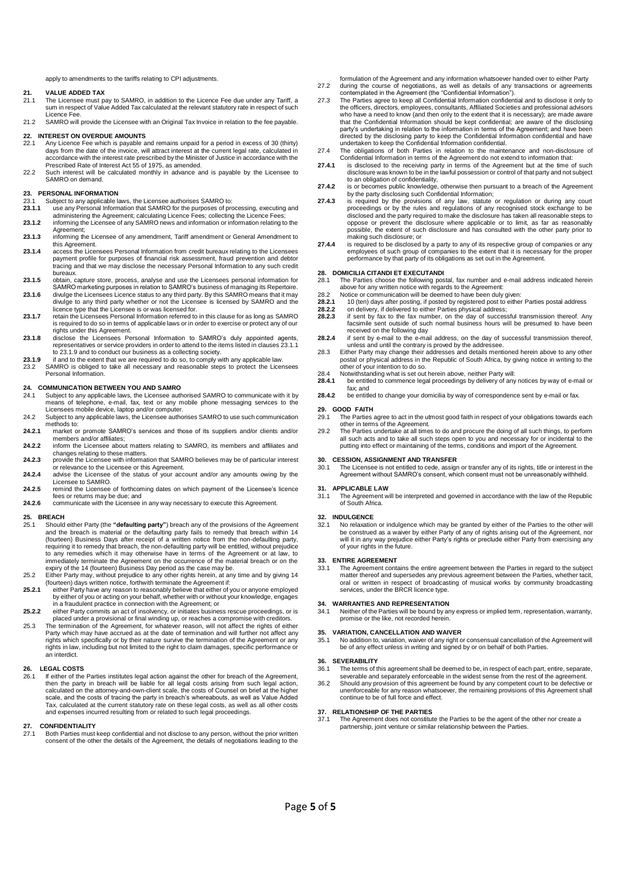apply to amendments to the tariffs relating to CPI adjustments.

## 21. VALUE ADDED TAX

21.1 The Licensee must pay to SAMRO, in addition to the Licence Fee due under any Tariff, a sum in respect of Value Added Tax calculated at the relevant statutory rate in respect of such Licence Fee.

21.2 SAMRO will provide the Licensee with an Original Tax Invoice in relation to the fee payable.

## 22. INTEREST ON OVERDUE AMOUNTS

22.1 Any Licence Fee which is payable and remains unpaid for a period in excess of 30 (thirty) days from the date of the invoice, will attract interest at the current legal rate, calculated in accordance with the interest rate prescribed by the Minister of Justice in accordance with the Prescribed Rate of Interest Act 55 of 1975, as amended.

22.2 Such interest will be calculated monthly in advance and is payable by the Licensee to SAMRO on demand.

## 23. PERSONAL INFORMATION

23.1 Subject to any applicable laws, the Licensee authorises SAMRO to:

**23.1.1** use any Personal Information that SAMRO for the purposes of processing, executing and administering the Agreement; calculating Licence Fees; collecting the Licence Fees;

**23.1.2** informing the Licensee of any SAMRO news and information or information relating to the Agreement;

**23.1.3** informing the Licensee of any amendment, Tariff amendment or General Amendment to this Agreement.

**23.1.4** access the Licensees Personal Information from credit bureaux relating to the Licensees payment profile for purposes of financial risk assessment, fraud prevention and debtor tracing and that we may disclose the necessary Personal Information to any such credit bureaux.

**23.1.5** obtain, capture store, process, analyse and use the Licensees personal information for SAMRO marketing purposes in relation to SAMRO's business of managing its Repertoire.

**23.1.6** divulge the Licensees Licence status to any third party. By this SAMRO means that it may divulge to any third party whether or not the Licensee is licensed by SAMRO and the licence type that the Licensee is or was licensed for.

**23.1.7** retain the Licensees Personal Information referred to in this clause for as long as SAMRO is required to do so in terms of applicable laws or in order to exercise or protect any of our rights under this Agreement.

**23.1.8** disclose the Licensees Personal Information to SAMRO's duly appointed agents, representatives or service providers in order to attend to the items listed in clauses 23.1.1 to 23.1.9 and to conduct our business as a collecting society.

**23.1.9** if and to the extent that we are required to do so, to comply with any applicable law.

23.2 SAMRO is obliged to take all necessary and reasonable steps to protect the Licensees Personal Information.

## 24. COMMUNICATION BETWEEN YOU AND SAMRO

24.1 Subject to any applicable laws, the Licensee authorised SAMRO to communicate with it by means of telephone, e-mail, fax, text or any mobile phone messaging services to the Licensees mobile device, laptop and/or computer.

24.2 Subject to any applicable laws, the Licensee authorises SAMRO to use such communication methods to:

**24.2.1** market or promote SAMRO's services and those of its suppliers and/or clients and/or members and/or affiliates;

**24.2.2** inform the Licensee about matters relating to SAMRO, its members and affiliates and changes relating to these matters.

**24.2.3** provide the Licensee with information that SAMRO believes may be of particular interest or relevance to the Licensee or this Agreement.

**24.2.4** advise the Licensee of the status of your account and/or any amounts owing by the Licensee to SAMRO.

**24.2.5** remind the Licensee of forthcoming dates on which payment of the Licensee's licence fees or returns may be due; and

**24.2.6** communicate with the Licensee in any way necessary to execute this Agreement.

## 25. BREACH

25.1 Should either Party (the **"defaulting party"**) breach any of the provisions of the Agreement and the breach is material or the defaulting party fails to remedy that breach within 14 (fourteen) Business Days after receipt of a written notice from the non-defaulting party, requiring it to remedy that breach, the non-defaulting party will be entitled, without prejudice to any remedies which it may otherwise have in terms of the Agreement or at law, to immediately terminate the Agreement on the occurrence of the material breach or on the expiry of the 14 (fourteen) Business Day period as the case may be.

25.2 Either Party may, without prejudice to any other rights herein, at any time and by giving 14 (fourteen) days written notice, forthwith terminate the Agreement if:

**25.2.1** either Party have any reason to reasonably believe that either of you or anyone employed by either of you or acting on your behalf, whether with or without your knowledge, engages in a fraudulent practice in connection with the Agreement; or

**25.2.2** either Party commits an act of insolvency, or initiates business rescue proceedings, or is placed under a provisional or final winding up, or reaches a compromise with creditors.

25.3 The termination of the Agreement, for whatever reason, will not affect the rights of either Party which may have accrued as at the date of termination and will further not affect any rights which specifically or by their nature survive the termination of the Agreement or any rights in law, including but not limited to the right to claim damages, specific performance or an interdict.

## 26. LEGAL COSTS

26.1 If either of the Parties institutes legal action against the other for breach of the Agreement, then the party in breach will be liable for all legal costs arising from such legal action, calculated on the attorney-and-own-client scale, the costs of Counsel on brief at the higher scale, and the costs of tracing the party in breach's whereabouts, as well as Value Added Tax, calculated at the current statutory rate on these legal costs, as well as all other costs and expenses incurred resulting from or related to such legal proceedings.

## 27. CONFIDENTIALITY

27.1 Both Parties must keep confidential and not disclose to any person, without the prior written consent of the other the details of the Agreement, the details of negotiations leading to the formulation of the Agreement and any information whatsoever handed over to either Party

27.2 during the course of negotiations, as well as details of any transactions or agreements contemplated in the Agreement (the "Confidential Information").

27.3 The Parties agree to keep all Confidential Information confidential and to disclose it only to the officers, directors, employees, consultants, Affiliated Societies and professional advisors who have a need to know (and then only to the extent that it is necessary); are made aware that the Confidential Information should be kept confidential; are aware of the disclosing party's undertaking in relation to the information in terms of the Agreement; and have been directed by the disclosing party to keep the Confidential Information confidential and have undertaken to keep the Confidential Information confidential.

27.4 The obligations of both Parties in relation to the maintenance and non-disclosure of Confidential Information in terms of the Agreement do not extend to information that:

**27.4.1** is disclosed to the receiving party in terms of the Agreement but at the time of such disclosure was known to be in the lawful possession or control of that party and not subject to an obligation of confidentiality,

**27.4.2** is or becomes public knowledge, otherwise then pursuant to a breach of the Agreement by the party disclosing such Confidential Information;

**27.4.3** is required by the provisions of any law, statute or regulation or during any court proceedings or by the rules and regulations of any recognised stock exchange to be disclosed and the party required to make the disclosure has taken all reasonable steps to oppose or prevent the disclosure where applicable or to limit, as far as reasonably possible, the extent of such disclosure and has consulted with the other party prior to making such disclosure; or

**27.4.4** is required to be disclosed by a party to any of its respective group of companies or any employees of such group of companies to the extent that it is necessary for the proper performance by that party of its obligations as set out in the Agreement.

## 28. DOMICILIA CITANDI ET EXECUTANDI

28.1 The Parties choose the following postal, fax number and e-mail address indicated herein above for any written notice with regards to the Agreement:

28.2 Notice or communication will be deemed to have been duly given:

**28.2.1** 10 (ten) days after posting, if posted by registered post to either Parties postal address

**28.2.2** on delivery, if delivered to either Parties physical address;

**28.2.3** if sent by fax to the fax number, on the day of successful transmission thereof. Any facsimile sent outside of such normal business hours will be presumed to have been received on the following day

**28.2.4** if sent by e-mail to the e-mail address, on the day of successful transmission thereof, unless and until the contrary is proved by the addressee.

28.3 Either Party may change their addresses and details mentioned herein above to any other postal or physical address in the Republic of South Africa, by giving notice in writing to the other of your intention to do so.

28.4 Notwithstanding what is set out herein above, neither Party will:

**28.4.1** be entitled to commence legal proceedings by delivery of any notices by way of e-mail or fax; and

**28.4.2** be entitled to change your domicilia by way of correspondence sent by e-mail or fax.

## 29. GOOD FAITH

29.1 The Parties agree to act in the utmost good faith in respect of your obligations towards each other in terms of the Agreement.

29.2 The Parties undertake at all times to do and procure the doing of all such things, to perform all such acts and to take all such steps open to you and necessary for or incidental to the putting into effect or maintaining of the terms, conditions and import of the Agreement.

## 30. CESSION, ASSIGNMENT AND TRANSFER

30.1 The Licensee is not entitled to cede, assign or transfer any of its rights, title or interest in the Agreement without SAMRO's consent, which consent must not be unreasonably withheld.

## 31. APPLICABLE LAW

31.1 The Agreement will be interpreted and governed in accordance with the law of the Republic of South Africa.

## 32. INDULGENCE

32.1 No relaxation or indulgence which may be granted by either of the Parties to the other will be construed as a waiver by either Party of any of rights arising out of the Agreement, nor will it in any way prejudice either Party's rights or preclude either Party from exercising any of your rights in the future.

## 33. ENTIRE AGREEMENT

33.1 The Agreement contains the entire agreement between the Parties in regard to the subject matter thereof and supersedes any previous agreement between the Parties, whether tacit, oral or written in respect of broadcasting of musical works by community broadcasting services, under the BRCR licence type.

## 34. WARRANTIES AND REPRESENTATION

34.1 Neither of the Parties will be bound by any express or implied term, representation, warranty, promise or the like, not recorded herein.

## 35. VARIATION, CANCELLATION AND WAIVER

35.1 No addition to, variation, waiver of any right or consensual cancellation of the Agreement will be of any effect unless in writing and signed by or on behalf of both Parties.

## 36. SEVERABILITY

36.1 The terms of this agreement shall be deemed to be, in respect of each part, entire, separate, severable and separately enforceable in the widest sense from the rest of the agreement.

36.2 Should any provision of this agreement be found by any competent court to be defective or unenforceable for any reason whatsoever, the remaining provisions of this Agreement shall continue to be of full force and effect.

## 37. RELATIONSHIP OF THE PARTIES

37.1 The Agreement does not constitute the Parties to be the agent of the other nor create a partnership, joint venture or similar relationship between the Parties.